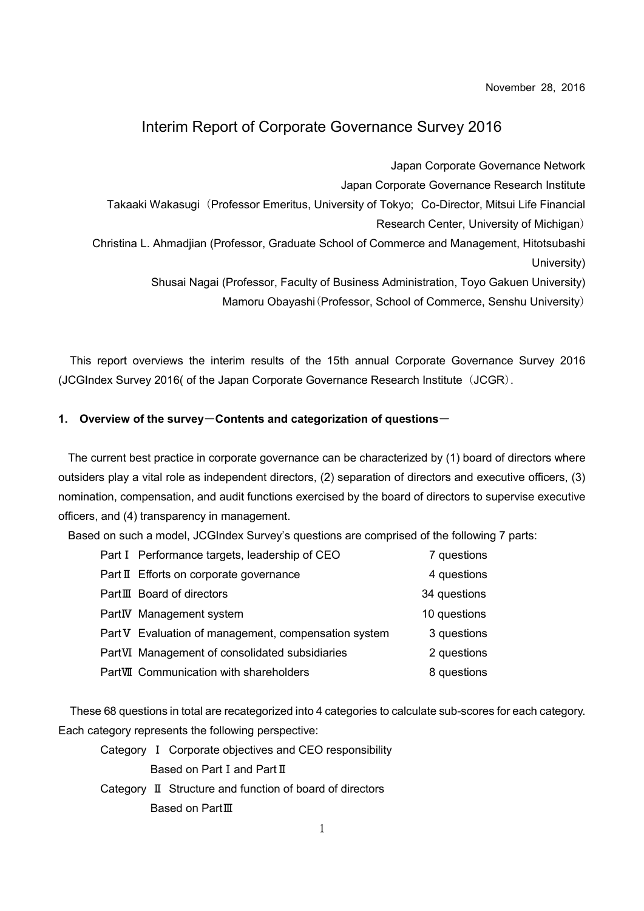November 28, 2016

# Interim Report of Corporate Governance Survey 2016

Japan Corporate Governance Network

Japan Corporate Governance Research Institute

Takaaki Wakasugi（Professor Emeritus, University of Tokyo; Co-Director, Mitsui Life Financial Research Center, University of Michigan）

Christina L. Ahmadjian (Professor, Graduate School of Commerce and Management, Hitotsubashi University)

Shusai Nagai (Professor, Faculty of Business Administration, Toyo Gakuen University)

Mamoru Obayashi（Professor, School of Commerce, Senshu University）

This report overviews the interim results of the 15th annual Corporate Governance Survey 2016 (JCGIndex Survey 2016( of the Japan Corporate Governance Research Institute（JCGR）.

### 1. Overview of the survey—Contents and categorization of questions—

The current best practice in corporate governance can be characterized by (1) board of directors where outsiders play a vital role as independent directors, (2) separation of directors and executive officers, (3) nomination, compensation, and audit functions exercised by the board of directors to supervise executive officers, and (4) transparency in management.

Based on such a model, JCGIndex Survey's questions are comprised of the following 7 parts:

| | | |
|---|---|---|
| Part Ⅰ | Performance targets, leadership of CEO | 7 questions |
| Part Ⅱ | Efforts on corporate governance | 4 questions |
| Part Ⅲ | Board of directors | 34 questions |
| Part Ⅳ | Management system | 10 questions |
| Part Ⅴ | Evaluation of management, compensation system | 3 questions |
| Part Ⅵ | Management of consolidated subsidiaries | 2 questions |
| Part Ⅶ | Communication with shareholders | 8 questions |

These 68 questions in total are recategorized into 4 categories to calculate sub-scores for each category. Each category represents the following perspective:

Category Ⅰ Corporate objectives and CEO responsibility
Based on Part Ⅰ and Part Ⅱ

Category Ⅱ Structure and function of board of directors
Based on Part Ⅲ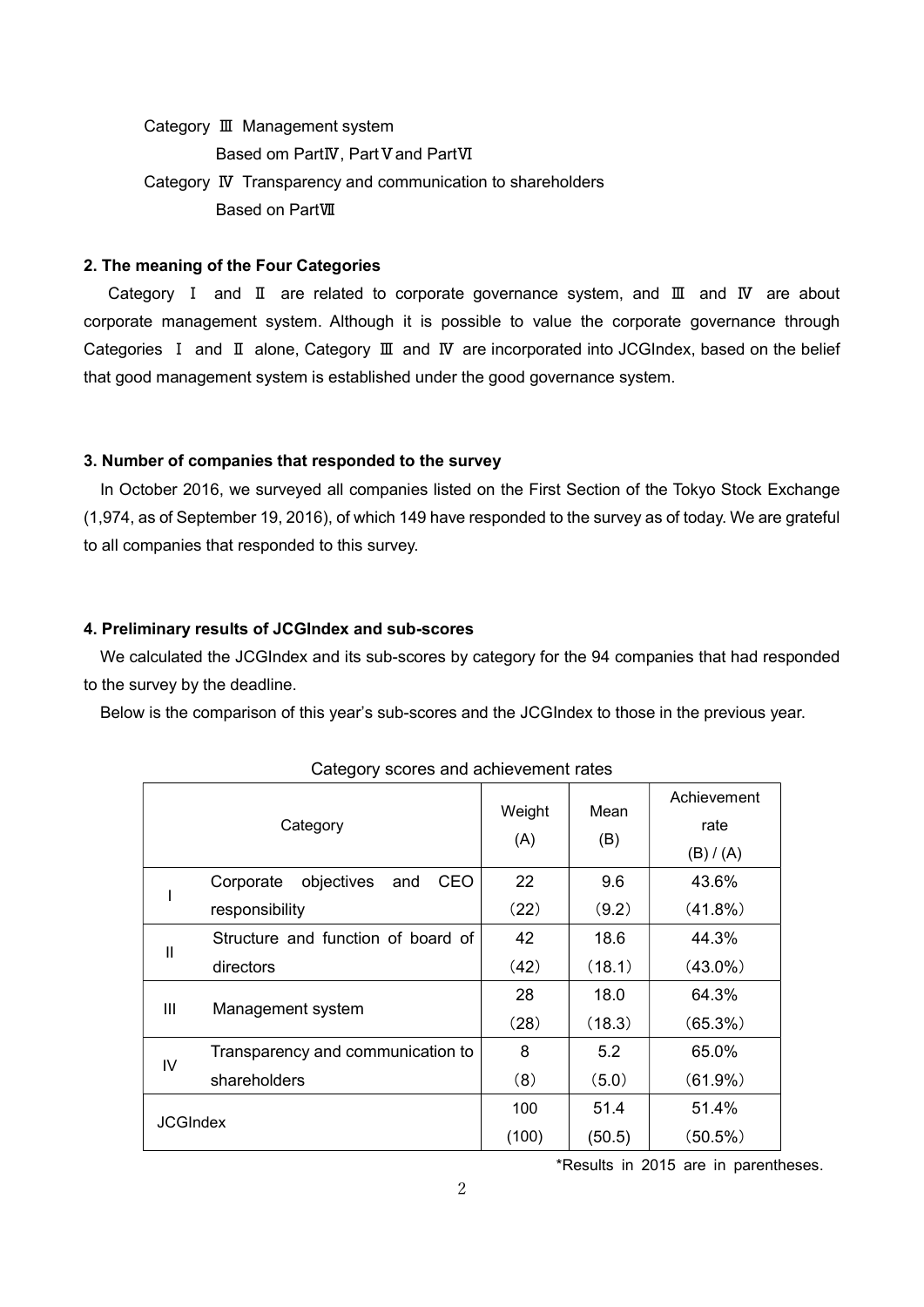Category Ⅲ Management system

Based om PartⅣ, PartⅤand PartⅥ

Category Ⅳ Transparency and communication to shareholders

Based on PartⅦ

### 2. The meaning of the Four Categories

Category Ⅰ and Ⅱ are related to corporate governance system, and Ⅲ and Ⅳ are about corporate management system. Although it is possible to value the corporate governance through Categories Ⅰ and Ⅱ alone, Category Ⅲ and Ⅳ are incorporated into JCGIndex, based on the belief that good management system is established under the good governance system.

### 3. Number of companies that responded to the survey

In October 2016, we surveyed all companies listed on the First Section of the Tokyo Stock Exchange (1,974, as of September 19, 2016), of which 149 have responded to the survey as of today. We are grateful to all companies that responded to this survey.

### 4. Preliminary results of JCGIndex and sub-scores

We calculated the JCGIndex and its sub-scores by category for the 94 companies that had responded to the survey by the deadline.

Below is the comparison of this year's sub-scores and the JCGIndex to those in the previous year.

Category scores and achievement rates

| | Category | Weight (A) | Mean (B) | Achievement rate (B) / (A) |
|---|---|---|---|---|
| I | Corporate objectives and CEO responsibility | 22 (22) | 9.6 (9.2) | 43.6% (41.8%) |
| II | Structure and function of board of directors | 42 (42) | 18.6 (18.1) | 44.3% (43.0%) |
| III | Management system | 28 (28) | 18.0 (18.3) | 64.3% (65.3%) |
| IV | Transparency and communication to shareholders | 8 (8) | 5.2 (5.0) | 65.0% (61.9%) |
| JCGIndex | | 100 (100) | 51.4 (50.5) | 51.4% (50.5%) |

*Results in 2015 are in parentheses.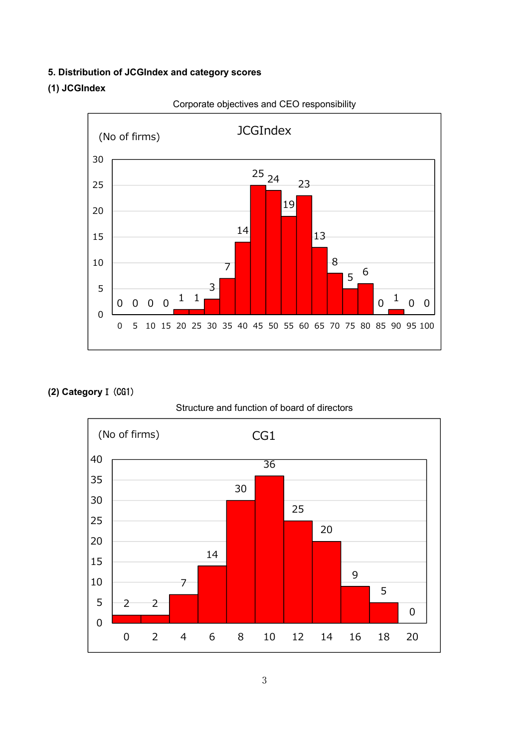### 5. Distribution of JCGIndex and category scores

#### (1) JCGIndex

Corporate objectives and CEO responsibility

JCGIndex

(No of firms)

| Score | 0 | 5 | 10 | 15 | 20 | 25 | 30 | 35 | 40 | 45 | 50 | 55 | 60 | 65 | 70 | 75 | 80 | 85 | 90 | 95 | 100 |
|---|---|---|---|---|---|---|---|---|---|---|---|---|---|---|---|---|---|---|---|---|---|
| No of firms | 0 | 0 | 0 | 0 | 1 | 1 | 3 | 7 | 14 | 25 | 24 | 19 | 23 | 13 | 8 | 5 | 6 | 0 | 1 | 0 | 0 |

#### (2) Category Ⅰ（CG1）

Structure and function of board of directors

CG1

(No of firms)

| Score | 0 | 2 | 4 | 6 | 8 | 10 | 12 | 14 | 16 | 18 | 20 |
|---|---|---|---|---|---|---|---|---|---|---|---|
| No of firms | 2 | 2 | 7 | 14 | 30 | 36 | 25 | 20 | 9 | 5 | 0 |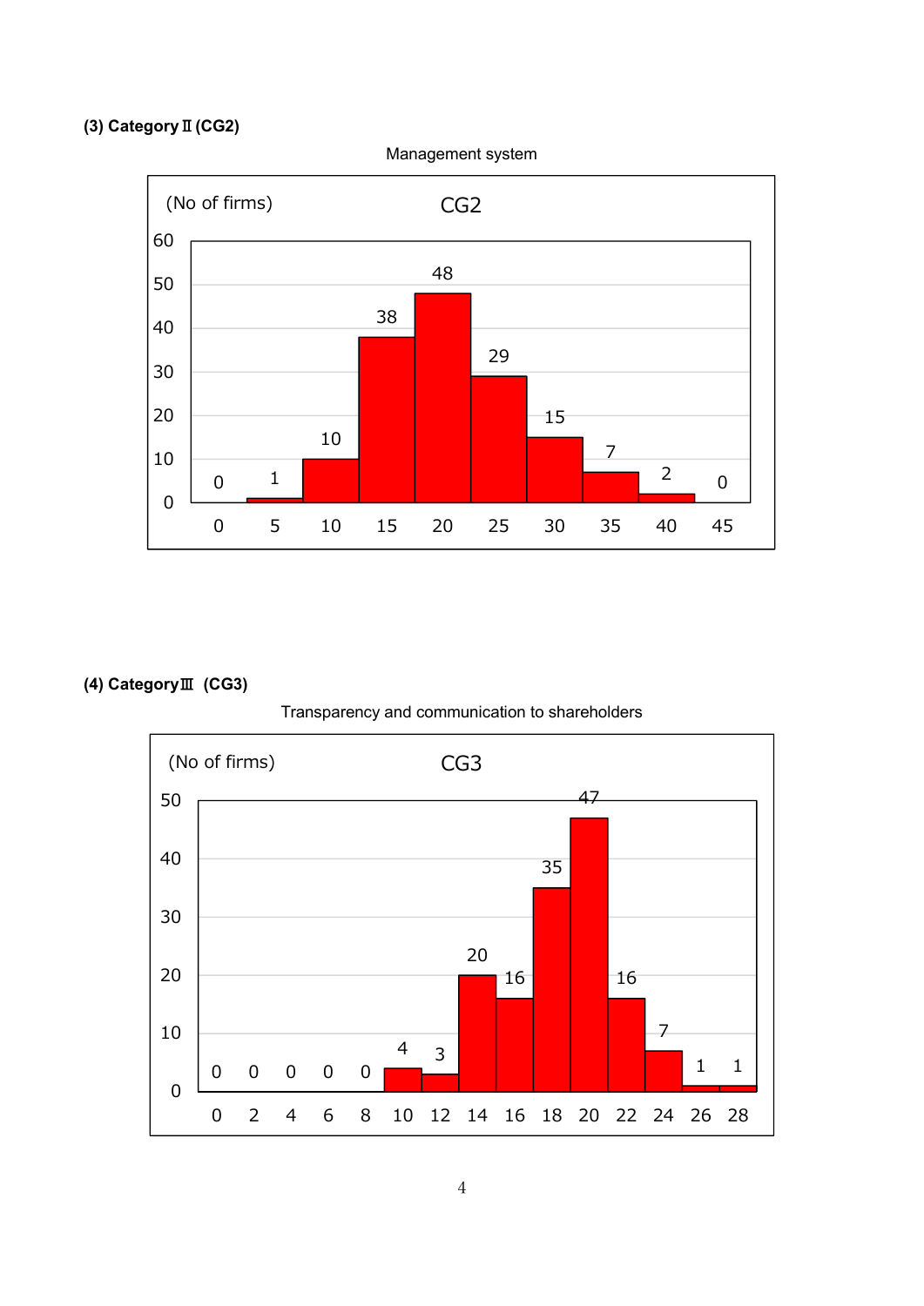**(3) Category Ⅱ (CG2)**

Management system

(No of firms) CG2

| Score | 0 | 5 | 10 | 15 | 20 | 25 | 30 | 35 | 40 | 45 |
|---|---|---|---|---|---|---|---|---|---|---|
| No of firms | 0 | 1 | 10 | 38 | 48 | 29 | 15 | 7 | 2 | 0 |

**(4) CategoryⅢ (CG3)**

Transparency and communication to shareholders

(No of firms) CG3

| Score | 0 | 2 | 4 | 6 | 8 | 10 | 12 | 14 | 16 | 18 | 20 | 22 | 24 | 26 | 28 |
|---|---|---|---|---|---|---|---|---|---|---|---|---|---|---|---|
| No of firms | 0 | 0 | 0 | 0 | 0 | 4 | 3 | 20 | 16 | 35 | 47 | 16 | 7 | 1 | 1 |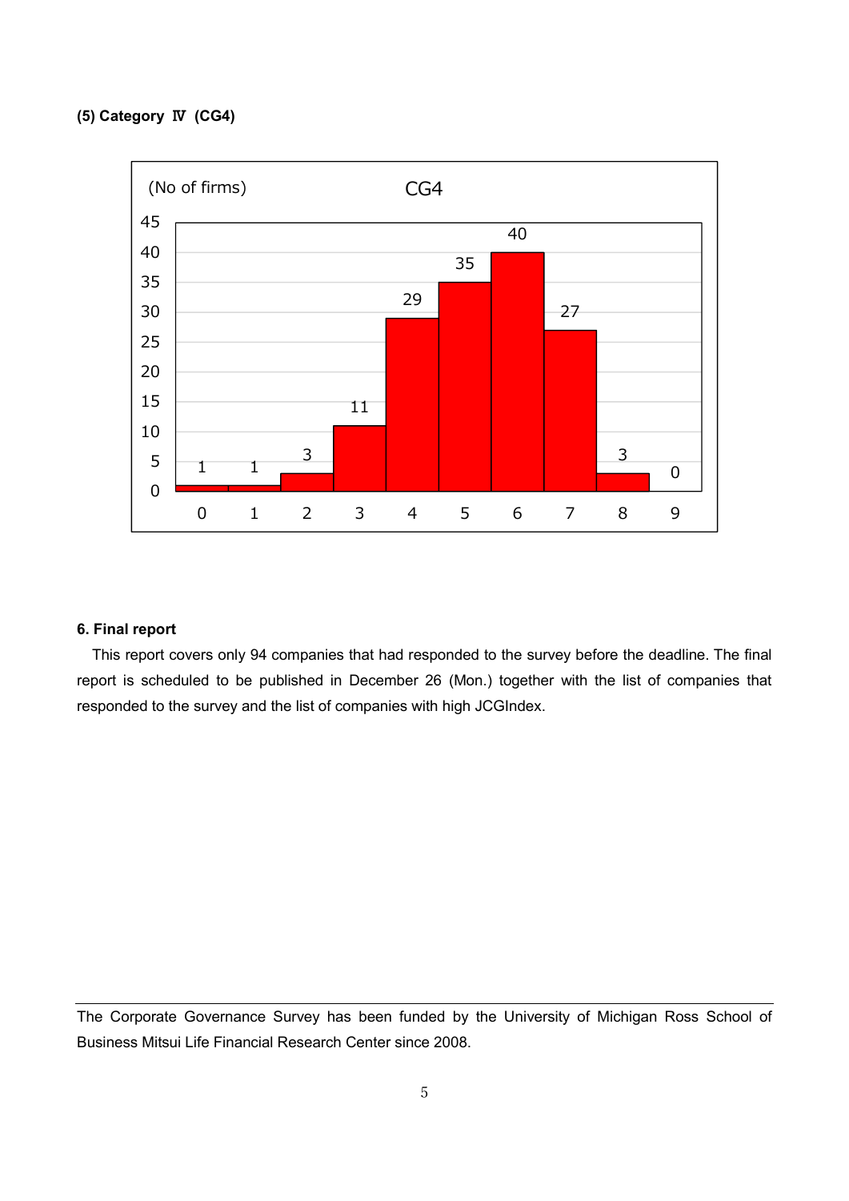**(5) Category Ⅳ (CG4)**

(No of firms)

CG4

45
40
35
30
25
20
15
10
5
0

1 1 3 11 29 35 40 27 3 0

0 1 2 3 4 5 6 7 8 9

**6. Final report**

This report covers only 94 companies that had responded to the survey before the deadline. The final report is scheduled to be published in December 26 (Mon.) together with the list of companies that responded to the survey and the list of companies with high JCGIndex.

---

The Corporate Governance Survey has been funded by the University of Michigan Ross School of Business Mitsui Life Financial Research Center since 2008.